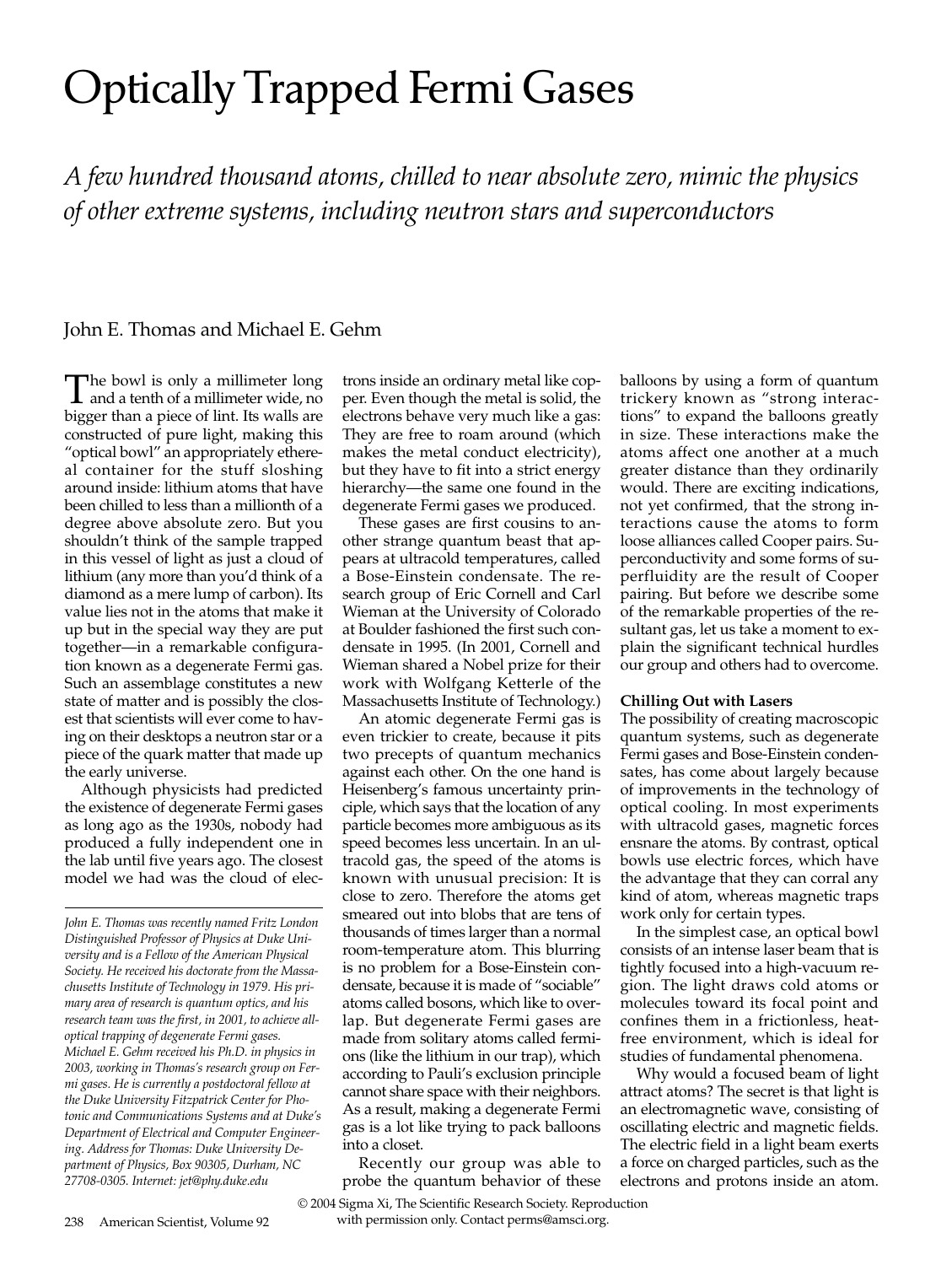# Optically Trapped Fermi Gases

*A few hundred thousand atoms, chilled to near absolute zero, mimic the physics of other extreme systems, including neutron stars and superconductors*

John E. Thomas and Michael E. Gehm

The bowl is only a millimeter long and a tenth of a millimeter wide, no bigger than a piece of lint. Its walls are constructed of pure light, making this "optical bowl" an appropriately ethereal container for the stuff sloshing around inside: lithium atoms that have been chilled to less than a millionth of a degree above absolute zero. But you shouldn't think of the sample trapped in this vessel of light as just a cloud of lithium (any more than you'd think of a diamond as a mere lump of carbon). Its value lies not in the atoms that make it up but in the special way they are put together—in a remarkable configuration known as a degenerate Fermi gas. Such an assemblage constitutes a new state of matter and is possibly the closest that scientists will ever come to having on their desktops a neutron star or a piece of the quark matter that made up the early universe.

Although physicists had predicted the existence of degenerate Fermi gases as long ago as the 1930s, nobody had produced a fully independent one in the lab until five years ago. The closest model we had was the cloud of electrons inside an ordinary metal like copper. Even though the metal is solid, the electrons behave very much like a gas: They are free to roam around (which makes the metal conduct electricity), but they have to fit into a strict energy hierarchy—the same one found in the degenerate Fermi gases we produced.

These gases are first cousins to another strange quantum beast that appears at ultracold temperatures, called a Bose-Einstein condensate. The research group of Eric Cornell and Carl Wieman at the University of Colorado at Boulder fashioned the first such condensate in 1995. (In 2001, Cornell and Wieman shared a Nobel prize for their work with Wolfgang Ketterle of the Massachusetts Institute of Technology.)

An atomic degenerate Fermi gas is even trickier to create, because it pits two precepts of quantum mechanics against each other. On the one hand is Heisenberg's famous uncertainty principle, which says that the location of any particle becomes more ambiguous as its speed becomes less uncertain. In an ultracold gas, the speed of the atoms is known with unusual precision: It is close to zero. Therefore the atoms get smeared out into blobs that are tens of thousands of times larger than a normal room-temperature atom. This blurring is no problem for a Bose-Einstein condensate, because it is made of "sociable" atoms called bosons, which like to overlap. But degenerate Fermi gases are made from solitary atoms called fermions (like the lithium in our trap), which according to Pauli's exclusion principle cannot share space with their neighbors. As a result, making a degenerate Fermi gas is a lot like trying to pack balloons into a closet.

Recently our group was able to probe the quantum behavior of these balloons by using a form of quantum trickery known as "strong interactions" to expand the balloons greatly in size. These interactions make the atoms affect one another at a much greater distance than they ordinarily would. There are exciting indications, not yet confirmed, that the strong interactions cause the atoms to form loose alliances called Cooper pairs. Superconductivity and some forms of superfluidity are the result of Cooper pairing. But before we describe some of the remarkable properties of the resultant gas, let us take a moment to explain the significant technical hurdles our group and others had to overcome.

### Chilling Out with Lasers

The possibility of creating macroscopic quantum systems, such as degenerate Fermi gases and Bose-Einstein condensates, has come about largely because of improvements in the technology of optical cooling. In most experiments with ultracold gases, magnetic forces ensnare the atoms. By contrast, optical bowls use electric forces, which have the advantage that they can corral any kind of atom, whereas magnetic traps work only for certain types.

In the simplest case, an optical bowl consists of an intense laser beam that is tightly focused into a high-vacuum region. The light draws cold atoms or molecules toward its focal point and confines them in a frictionless, heat-free environment, which is ideal for studies of fundamental phenomena.

Why would a focused beam of light attract atoms? The secret is that light is an electromagnetic wave, consisting of oscillating electric and magnetic fields. The electric field in a light beam exerts a force on charged particles, such as the electrons and protons inside an atom.

---

*John E. Thomas was recently named Fritz London Distinguished Professor of Physics at Duke University and is a Fellow of the American Physical Society. He received his doctorate from the Massachusetts Institute of Technology in 1979. His primary area of research is quantum optics, and his research team was the first, in 2001, to achieve all-optical trapping of degenerate Fermi gases. Michael E. Gehm received his Ph.D. in physics in 2003, working in Thomas's research group on Fermi gases. He is currently a postdoctoral fellow at the Duke University Fitzpatrick Center for Photonic and Communications Systems and at Duke's Department of Electrical and Computer Engineering. Address for Thomas: Duke University Department of Physics, Box 90305, Durham, NC 27708-0305. Internet: jet@phy.duke.edu*

© 2004 Sigma Xi, The Scientific Research Society. Reproduction with permission only. Contact perms@amsci.org.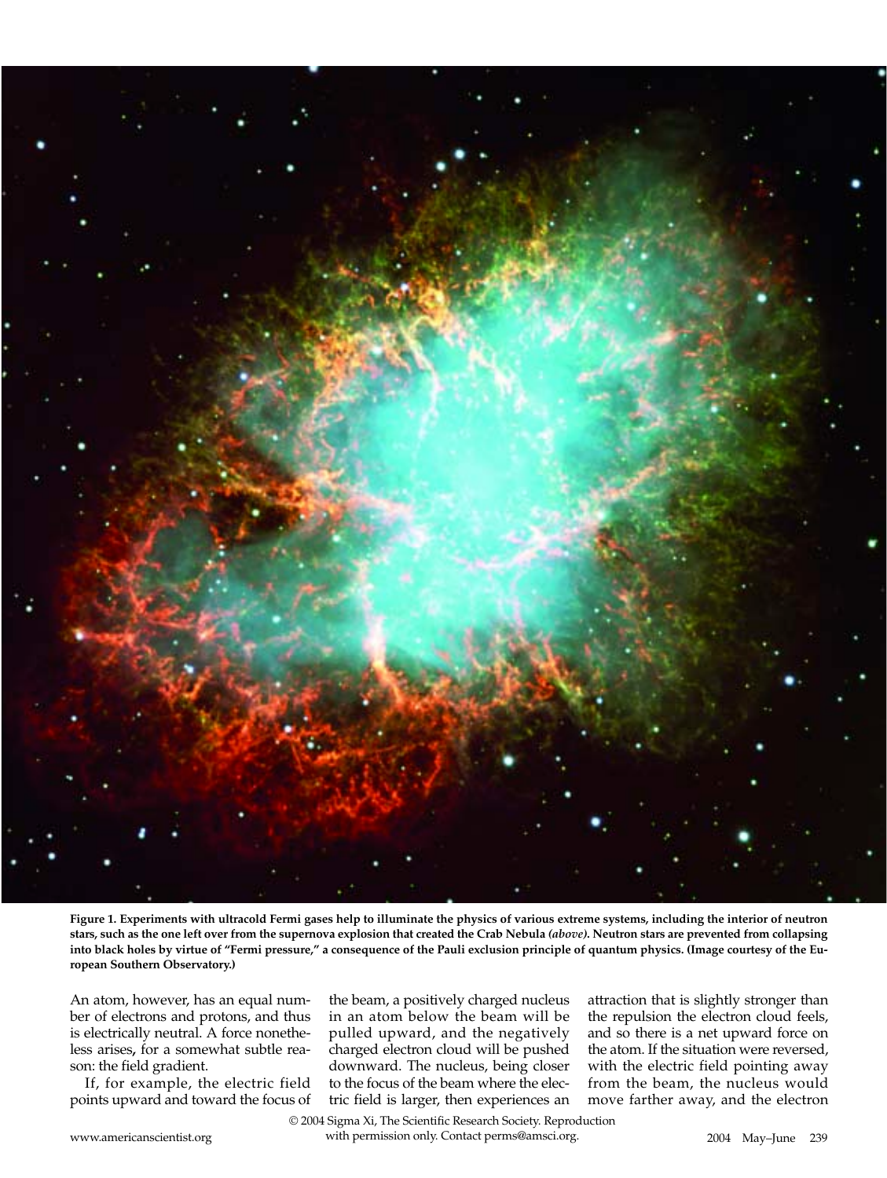**Figure 1. Experiments with ultracold Fermi gases help to illuminate the physics of various extreme systems, including the interior of neutron stars, such as the one left over from the supernova explosion that created the Crab Nebula *(above)*. Neutron stars are prevented from collapsing into black holes by virtue of "Fermi pressure," a consequence of the Pauli exclusion principle of quantum physics. (Image courtesy of the European Southern Observatory.)**

An atom, however, has an equal number of electrons and protons, and thus is electrically neutral. A force nonetheless arises, for a somewhat subtle reason: the field gradient.

If, for example, the electric field points upward and toward the focus of the beam, a positively charged nucleus in an atom below the beam will be pulled upward, and the negatively charged electron cloud will be pushed downward. The nucleus, being closer to the focus of the beam where the electric field is larger, then experiences an attraction that is slightly stronger than the repulsion the electron cloud feels, and so there is a net upward force on the atom. If the situation were reversed, with the electric field pointing away from the beam, the nucleus would move farther away, and the electron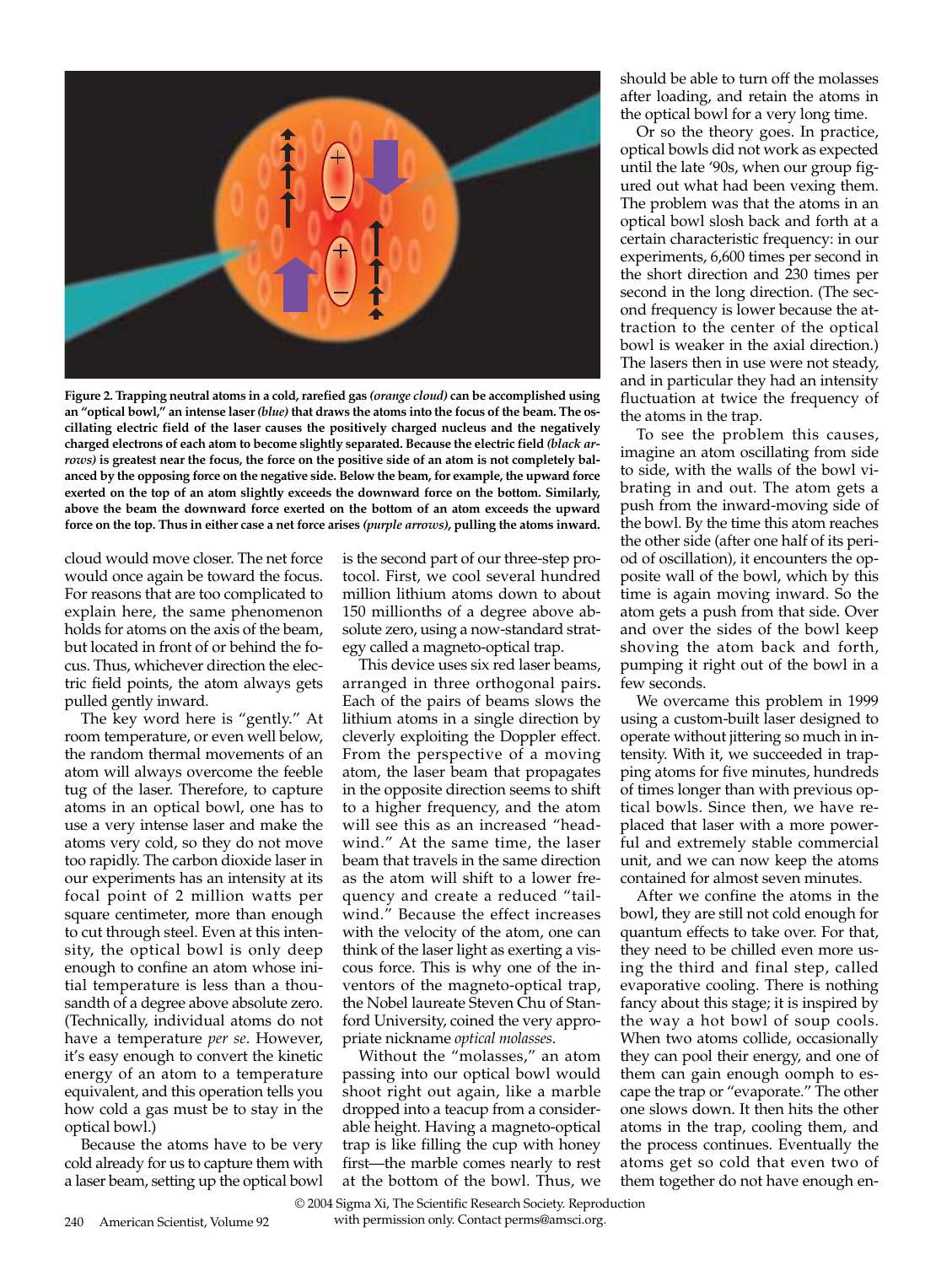**Figure 2. Trapping neutral atoms in a cold, rarefied gas *(orange cloud)* can be accomplished using an "optical bowl," an intense laser *(blue)* that draws the atoms into the focus of the beam. The oscillating electric field of the laser causes the positively charged nucleus and the negatively charged electrons of each atom to become slightly separated. Because the electric field *(black arrows)* is greatest near the focus, the force on the positive side of an atom is not completely balanced by the opposing force on the negative side. Below the beam, for example, the upward force exerted on the top of an atom slightly exceeds the downward force on the bottom. Similarly, above the beam the downward force exerted on the bottom of an atom exceeds the upward force on the top. Thus in either case a net force arises *(purple arrows)*, pulling the atoms inward.**

cloud would move closer. The net force would once again be toward the focus. For reasons that are too complicated to explain here, the same phenomenon holds for atoms on the axis of the beam, but located in front of or behind the focus. Thus, whichever direction the electric field points, the atom always gets pulled gently inward.

The key word here is "gently." At room temperature, or even well below, the random thermal movements of an atom will always overcome the feeble tug of the laser. Therefore, to capture atoms in an optical bowl, one has to use a very intense laser and make the atoms very cold, so they do not move too rapidly. The carbon dioxide laser in our experiments has an intensity at its focal point of 2 million watts per square centimeter, more than enough to cut through steel. Even at this intensity, the optical bowl is only deep enough to confine an atom whose initial temperature is less than a thousandth of a degree above absolute zero. (Technically, individual atoms do not have a temperature *per se*. However, it's easy enough to convert the kinetic energy of an atom to a temperature equivalent, and this operation tells you how cold a gas must be to stay in the optical bowl.)

Because the atoms have to be very cold already for us to capture them with a laser beam, setting up the optical bowl is the second part of our three-step protocol. First, we cool several hundred million lithium atoms down to about 150 millionths of a degree above absolute zero, using a now-standard strategy called a magneto-optical trap.

This device uses six red laser beams, arranged in three orthogonal pairs. Each of the pairs of beams slows the lithium atoms in a single direction by cleverly exploiting the Doppler effect. From the perspective of a moving atom, the laser beam that propagates in the opposite direction seems to shift to a higher frequency, and the atom will see this as an increased "headwind." At the same time, the laser beam that travels in the same direction as the atom will shift to a lower frequency and create a reduced "tailwind." Because the effect increases with the velocity of the atom, one can think of the laser light as exerting a viscous force. This is why one of the inventors of the magneto-optical trap, the Nobel laureate Steven Chu of Stanford University, coined the very appropriate nickname *optical molasses*.

Without the "molasses," an atom passing into our optical bowl would shoot right out again, like a marble dropped into a teacup from a considerable height. Having a magneto-optical trap is like filling the cup with honey first—the marble comes nearly to rest at the bottom of the bowl. Thus, we should be able to turn off the molasses after loading, and retain the atoms in the optical bowl for a very long time.

Or so the theory goes. In practice, optical bowls did not work as expected until the late '90s, when our group figured out what had been vexing them. The problem was that the atoms in an optical bowl slosh back and forth at a certain characteristic frequency: in our experiments, 6,600 times per second in the short direction and 230 times per second in the long direction. (The second frequency is lower because the attraction to the center of the optical bowl is weaker in the axial direction.) The lasers then in use were not steady, and in particular they had an intensity fluctuation at twice the frequency of the atoms in the trap.

To see the problem this causes, imagine an atom oscillating from side to side, with the walls of the bowl vibrating in and out. The atom gets a push from the inward-moving side of the bowl. By the time this atom reaches the other side (after one half of its period of oscillation), it encounters the opposite wall of the bowl, which by this time is again moving inward. So the atom gets a push from that side. Over and over the sides of the bowl keep shoving the atom back and forth, pumping it right out of the bowl in a few seconds.

We overcame this problem in 1999 using a custom-built laser designed to operate without jittering so much in intensity. With it, we succeeded in trapping atoms for five minutes, hundreds of times longer than with previous optical bowls. Since then, we have replaced that laser with a more powerful and extremely stable commercial unit, and we can now keep the atoms contained for almost seven minutes.

After we confine the atoms in the bowl, they are still not cold enough for quantum effects to take over. For that, they need to be chilled even more using the third and final step, called evaporative cooling. There is nothing fancy about this stage; it is inspired by the way a hot bowl of soup cools. When two atoms collide, occasionally they can pool their energy, and one of them can gain enough oomph to escape the trap or "evaporate." The other one slows down. It then hits the other atoms in the trap, cooling them, and the process continues. Eventually the atoms get so cold that even two of them together do not have enough en-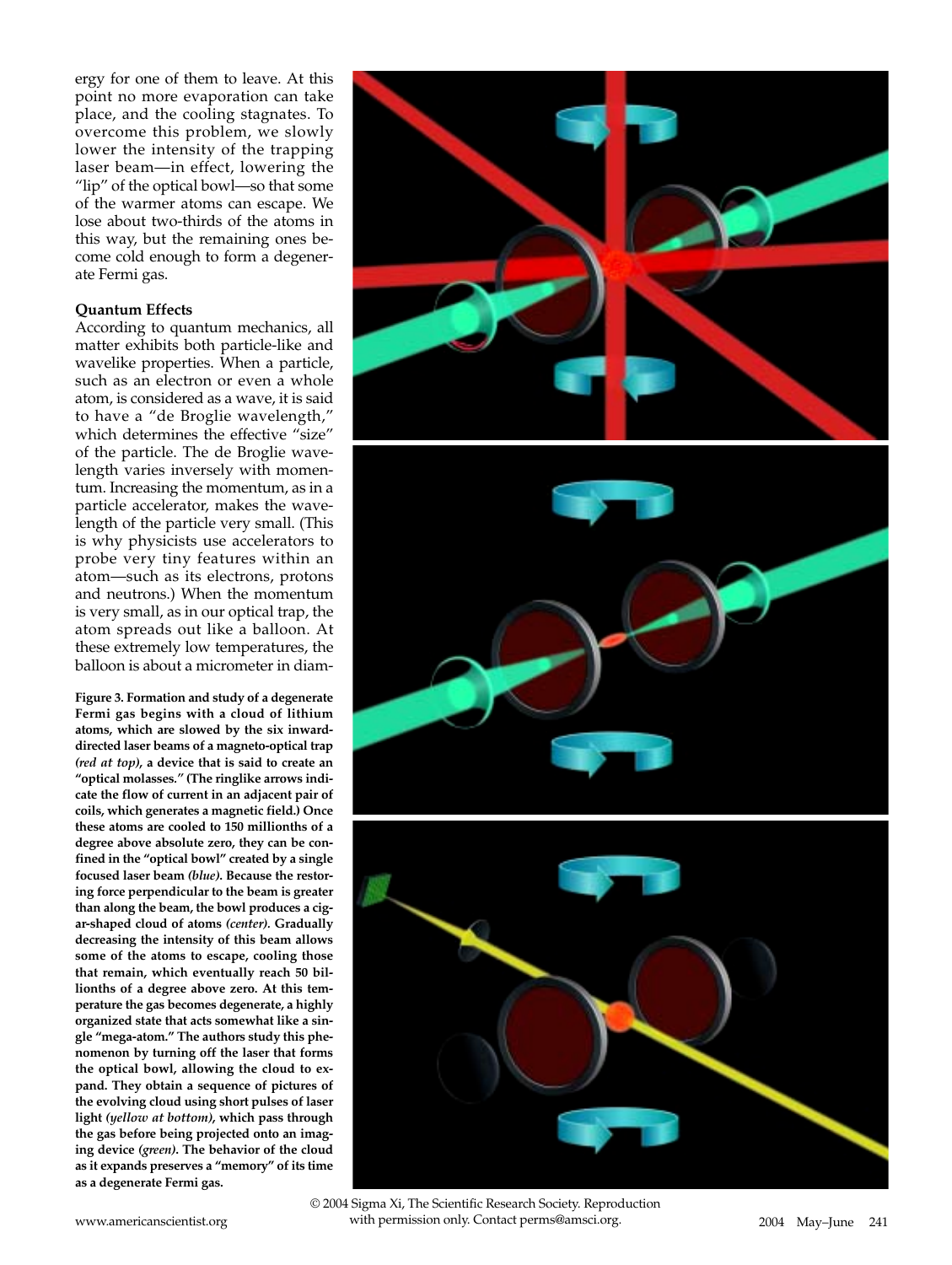ergy for one of them to leave. At this point no more evaporation can take place, and the cooling stagnates. To overcome this problem, we slowly lower the intensity of the trapping laser beam—in effect, lowering the "lip" of the optical bowl—so that some of the warmer atoms can escape. We lose about two-thirds of the atoms in this way, but the remaining ones become cold enough to form a degenerate Fermi gas.

### Quantum Effects

According to quantum mechanics, all matter exhibits both particle-like and wavelike properties. When a particle, such as an electron or even a whole atom, is considered as a wave, it is said to have a "de Broglie wavelength," which determines the effective "size" of the particle. The de Broglie wavelength varies inversely with momentum. Increasing the momentum, as in a particle accelerator, makes the wavelength of the particle very small. (This is why physicists use accelerators to probe very tiny features within an atom—such as its electrons, protons and neutrons.) When the momentum is very small, as in our optical trap, the atom spreads out like a balloon. At these extremely low temperatures, the balloon is about a micrometer in diam-

**Figure 3. Formation and study of a degenerate Fermi gas begins with a cloud of lithium atoms, which are slowed by the six inward-directed laser beams of a magneto-optical trap *(red at top)*, a device that is said to create an "optical molasses." (The ringlike arrows indicate the flow of current in an adjacent pair of coils, which generates a magnetic field.) Once these atoms are cooled to 150 millionths of a degree above absolute zero, they can be confined in the "optical bowl" created by a single focused laser beam *(blue)*. Because the restoring force perpendicular to the beam is greater than along the beam, the bowl produces a cigar-shaped cloud of atoms *(center)*. Gradually decreasing the intensity of this beam allows some of the atoms to escape, cooling those that remain, which eventually reach 50 billionths of a degree above zero. At this temperature the gas becomes degenerate, a highly organized state that acts somewhat like a single "mega-atom." The authors study this phenomenon by turning off the laser that forms the optical bowl, allowing the cloud to expand. They obtain a sequence of pictures of the evolving cloud using short pulses of laser light *(yellow at bottom)*, which pass through the gas before being projected onto an imaging device *(green)*. The behavior of the cloud as it expands preserves a "memory" of its time as a degenerate Fermi gas.**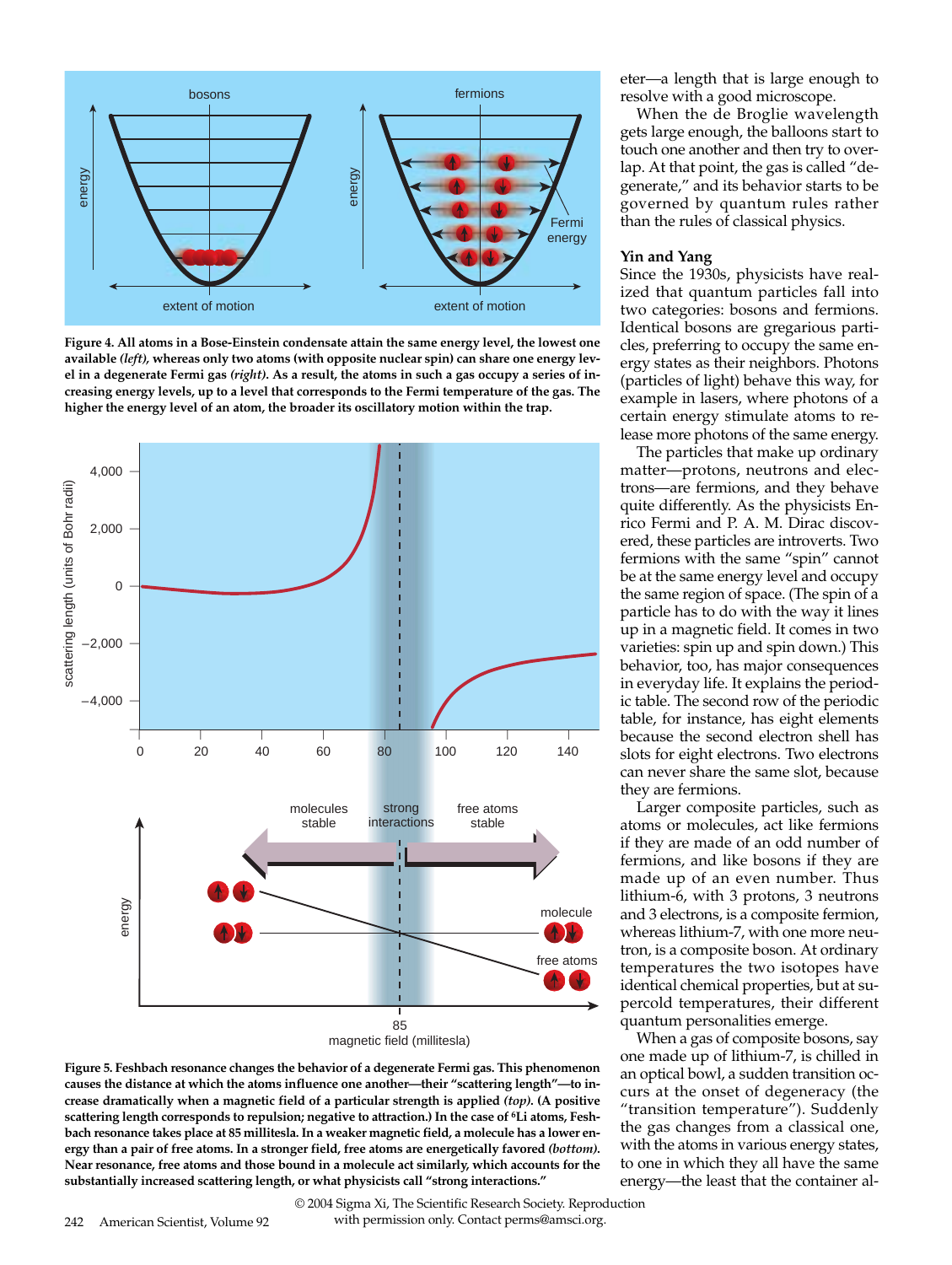Figure 4. All atoms in a Bose-Einstein condensate attain the same energy level, the lowest one available *(left)*, whereas only two atoms (with opposite nuclear spin) can share one energy level in a degenerate Fermi gas *(right)*. As a result, the atoms in such a gas occupy a series of increasing energy levels, up to a level that corresponds to the Fermi temperature of the gas. The higher the energy level of an atom, the broader its oscillatory motion within the trap.

Figure 5. Feshbach resonance changes the behavior of a degenerate Fermi gas. This phenomenon causes the distance at which the atoms influence one another—their "scattering length"—to increase dramatically when a magnetic field of a particular strength is applied *(top)*. (A positive scattering length corresponds to repulsion; negative to attraction.) In the case of $^6$Li atoms, Feshbach resonance takes place at 85 millitesla. In a weaker magnetic field, a molecule has a lower energy than a pair of free atoms. In a stronger field, free atoms are energetically favored *(bottom)*. Near resonance, free atoms and those bound in a molecule act similarly, which accounts for the substantially increased scattering length, or what physicists call "strong interactions."

eter—a length that is large enough to resolve with a good microscope.

When the de Broglie wavelength gets large enough, the balloons start to touch one another and then try to overlap. At that point, the gas is called "degenerate," and its behavior starts to be governed by quantum rules rather than the rules of classical physics.

### Yin and Yang

Since the 1930s, physicists have realized that quantum particles fall into two categories: bosons and fermions. Identical bosons are gregarious particles, preferring to occupy the same energy states as their neighbors. Photons (particles of light) behave this way, for example in lasers, where photons of a certain energy stimulate atoms to release more photons of the same energy.

The particles that make up ordinary matter—protons, neutrons and electrons—are fermions, and they behave quite differently. As the physicists Enrico Fermi and P. A. M. Dirac discovered, these particles are introverts. Two fermions with the same "spin" cannot be at the same energy level and occupy the same region of space. (The spin of a particle has to do with the way it lines up in a magnetic field. It comes in two varieties: spin up and spin down.) This behavior, too, has major consequences in everyday life. It explains the periodic table. The second row of the periodic table, for instance, has eight elements because the second electron shell has slots for eight electrons. Two electrons can never share the same slot, because they are fermions.

Larger composite particles, such as atoms or molecules, act like fermions if they are made of an odd number of fermions, and like bosons if they are made up of an even number. Thus lithium-6, with 3 protons, 3 neutrons and 3 electrons, is a composite fermion, whereas lithium-7, with one more neutron, is a composite boson. At ordinary temperatures the two isotopes have identical chemical properties, but at supercold temperatures, their different quantum personalities emerge.

When a gas of composite bosons, say one made up of lithium-7, is chilled in an optical bowl, a sudden transition occurs at the onset of degeneracy (the "transition temperature"). Suddenly the gas changes from a classical one, with the atoms in various energy states, to one in which they all have the same energy—the least that the container al-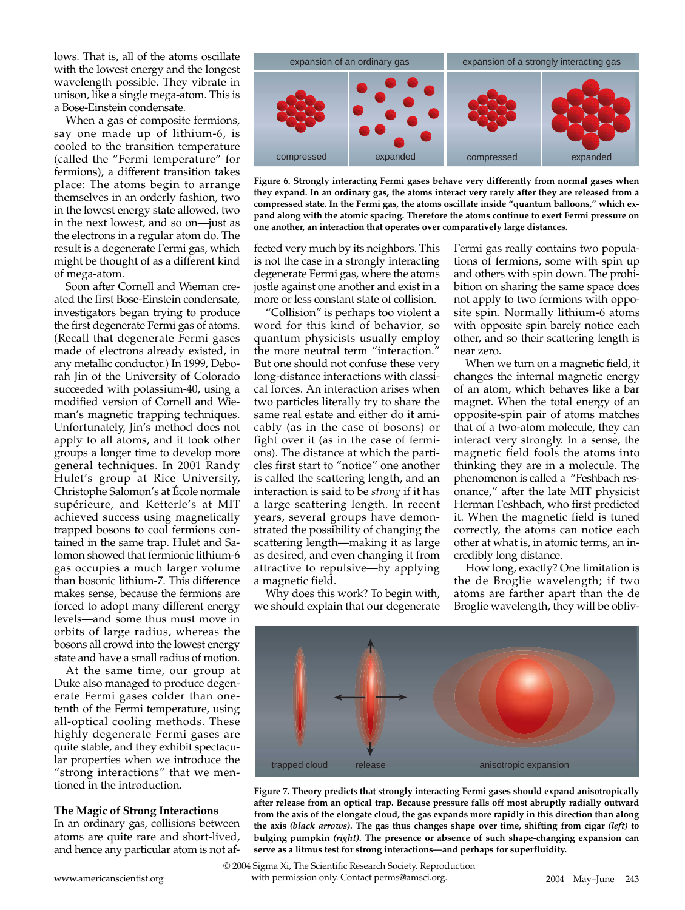lows. That is, all of the atoms oscillate with the lowest energy and the longest wavelength possible. They vibrate in unison, like a single mega-atom. This is a Bose-Einstein condensate.

When a gas of composite fermions, say one made up of lithium-6, is cooled to the transition temperature (called the "Fermi temperature" for fermions), a different transition takes place: The atoms begin to arrange themselves in an orderly fashion, two in the lowest energy state allowed, two in the next lowest, and so on—just as the electrons in a regular atom do. The result is a degenerate Fermi gas, which might be thought of as a different kind of mega-atom.

Soon after Cornell and Wieman created the first Bose-Einstein condensate, investigators began trying to produce the first degenerate Fermi gas of atoms. (Recall that degenerate Fermi gases made of electrons already existed, in any metallic conductor.) In 1999, Deborah Jin of the University of Colorado succeeded with potassium-40, using a modified version of Cornell and Wieman's magnetic trapping techniques. Unfortunately, Jin's method does not apply to all atoms, and it took other groups a longer time to develop more general techniques. In 2001 Randy Hulet's group at Rice University, Christophe Salomon's at École normale supérieure, and Ketterle's at MIT achieved success using magnetically trapped bosons to cool fermions contained in the same trap. Hulet and Salomon showed that fermionic lithium-6 gas occupies a much larger volume than bosonic lithium-7. This difference makes sense, because the fermions are forced to adopt many different energy levels—and some thus must move in orbits of large radius, whereas the bosons all crowd into the lowest energy state and have a small radius of motion.

At the same time, our group at Duke also managed to produce degenerate Fermi gases colder than one-tenth of the Fermi temperature, using all-optical cooling methods. These highly degenerate Fermi gases are quite stable, and they exhibit spectacular properties when we introduce the "strong interactions" that we mentioned in the introduction.

**Figure 6. Strongly interacting Fermi gases behave very differently from normal gases when they expand. In an ordinary gas, the atoms interact very rarely after they are released from a compressed state. In the Fermi gas, the atoms oscillate inside "quantum balloons," which expand along with the atomic spacing. Therefore the atoms continue to exert Fermi pressure on one another, an interaction that operates over comparatively large distances.**

## The Magic of Strong Interactions

In an ordinary gas, collisions between atoms are quite rare and short-lived, and hence any particular atom is not affected very much by its neighbors. This is not the case in a strongly interacting degenerate Fermi gas, where the atoms jostle against one another and exist in a more or less constant state of collision.

"Collision" is perhaps too violent a word for this kind of behavior, so quantum physicists usually employ the more neutral term "interaction." But one should not confuse these very long-distance interactions with classical forces. An interaction arises when two particles literally try to share the same real estate and either do it amicably (as in the case of bosons) or fight over it (as in the case of fermions). The distance at which the particles first start to "notice" one another is called the scattering length, and an interaction is said to be *strong* if it has a large scattering length. In recent years, several groups have demonstrated the possibility of changing the scattering length—making it as large as desired, and even changing it from attractive to repulsive—by applying a magnetic field.

Why does this work? To begin with, we should explain that our degenerate Fermi gas really contains two populations of fermions, some with spin up and others with spin down. The prohibition on sharing the same space does not apply to two fermions with opposite spin. Normally lithium-6 atoms with opposite spin barely notice each other, and so their scattering length is near zero.

When we turn on a magnetic field, it changes the internal magnetic energy of an atom, which behaves like a bar magnet. When the total energy of an opposite-spin pair of atoms matches that of a two-atom molecule, they can interact very strongly. In a sense, the magnetic field fools the atoms into thinking they are in a molecule. The phenomenon is called a "Feshbach resonance," after the late MIT physicist Herman Feshbach, who first predicted it. When the magnetic field is tuned correctly, the atoms can notice each other at what is, in atomic terms, an incredibly long distance.

How long, exactly? One limitation is the de Broglie wavelength; if two atoms are farther apart than the de Broglie wavelength, they will be obliv-

**Figure 7. Theory predicts that strongly interacting Fermi gases should expand anisotropically after release from an optical trap. Because pressure falls off most abruptly radially outward from the axis of the elongate cloud, the gas expands more rapidly in this direction than along the axis *(black arrows)*. The gas thus changes shape over time, shifting from cigar *(left)* to bulging pumpkin *(right)*. The presence or absence of such shape-changing expansion can serve as a litmus test for strong interactions—and perhaps for superfluidity.**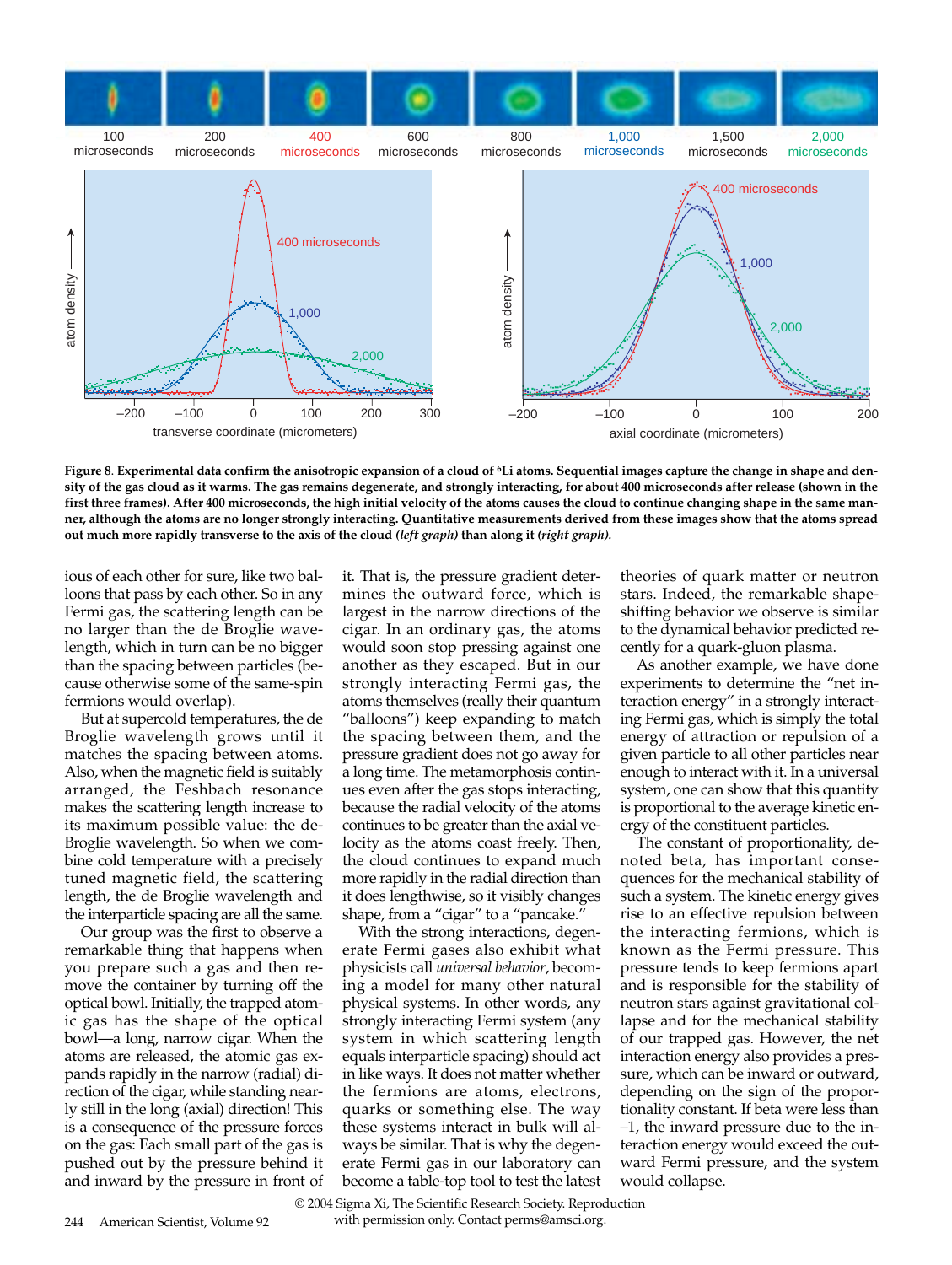**Figure 8. Experimental data confirm the anisotropic expansion of a cloud of $^6$Li atoms. Sequential images capture the change in shape and density of the gas cloud as it warms. The gas remains degenerate, and strongly interacting, for about 400 microseconds after release (shown in the first three frames). After 400 microseconds, the high initial velocity of the atoms causes the cloud to continue changing shape in the same manner, although the atoms are no longer strongly interacting. Quantitative measurements derived from these images show that the atoms spread out much more rapidly transverse to the axis of the cloud *(left graph)* than along it *(right graph)*.**

ious of each other for sure, like two balloons that pass by each other. So in any Fermi gas, the scattering length can be no larger than the de Broglie wavelength, which in turn can be no bigger than the spacing between particles (because otherwise some of the same-spin fermions would overlap).

But at supercold temperatures, the de Broglie wavelength grows until it matches the spacing between atoms. Also, when the magnetic field is suitably arranged, the Feshbach resonance makes the scattering length increase to its maximum possible value: the deBroglie wavelength. So when we combine cold temperature with a precisely tuned magnetic field, the scattering length, the de Broglie wavelength and the interparticle spacing are all the same.

Our group was the first to observe a remarkable thing that happens when you prepare such a gas and then remove the container by turning off the optical bowl. Initially, the trapped atomic gas has the shape of the optical bowl—a long, narrow cigar. When the atoms are released, the atomic gas expands rapidly in the narrow (radial) direction of the cigar, while standing nearly still in the long (axial) direction! This is a consequence of the pressure forces on the gas: Each small part of the gas is pushed out by the pressure behind it and inward by the pressure in front of it. That is, the pressure gradient determines the outward force, which is largest in the narrow directions of the cigar. In an ordinary gas, the atoms would soon stop pressing against one another as they escaped. But in our strongly interacting Fermi gas, the atoms themselves (really their quantum "balloons") keep expanding to match the spacing between them, and the pressure gradient does not go away for a long time. The metamorphosis continues even after the gas stops interacting, because the radial velocity of the atoms continues to be greater than the axial velocity as the atoms coast freely. Then, the cloud continues to expand much more rapidly in the radial direction than it does lengthwise, so it visibly changes shape, from a "cigar" to a "pancake."

With the strong interactions, degenerate Fermi gases also exhibit what physicists call *universal behavior*, becoming a model for many other natural physical systems. In other words, any strongly interacting Fermi system (any system in which scattering length equals interparticle spacing) should act in like ways. It does not matter whether the fermions are atoms, electrons, quarks or something else. The way these systems interact in bulk will always be similar. That is why the degenerate Fermi gas in our laboratory can become a table-top tool to test the latest theories of quark matter or neutron stars. Indeed, the remarkable shape-shifting behavior we observe is similar to the dynamical behavior predicted recently for a quark-gluon plasma.

As another example, we have done experiments to determine the "net interaction energy" in a strongly interacting Fermi gas, which is simply the total energy of attraction or repulsion of a given particle to all other particles near enough to interact with it. In a universal system, one can show that this quantity is proportional to the average kinetic energy of the constituent particles.

The constant of proportionality, denoted beta, has important consequences for the mechanical stability of such a system. The kinetic energy gives rise to an effective repulsion between the interacting fermions, which is known as the Fermi pressure. This pressure tends to keep fermions apart and is responsible for the stability of neutron stars against gravitational collapse and for the mechanical stability of our trapped gas. However, the net interaction energy also provides a pressure, which can be inward or outward, depending on the sign of the proportionality constant. If beta were less than –1, the inward pressure due to the interaction energy would exceed the outward Fermi pressure, and the system would collapse.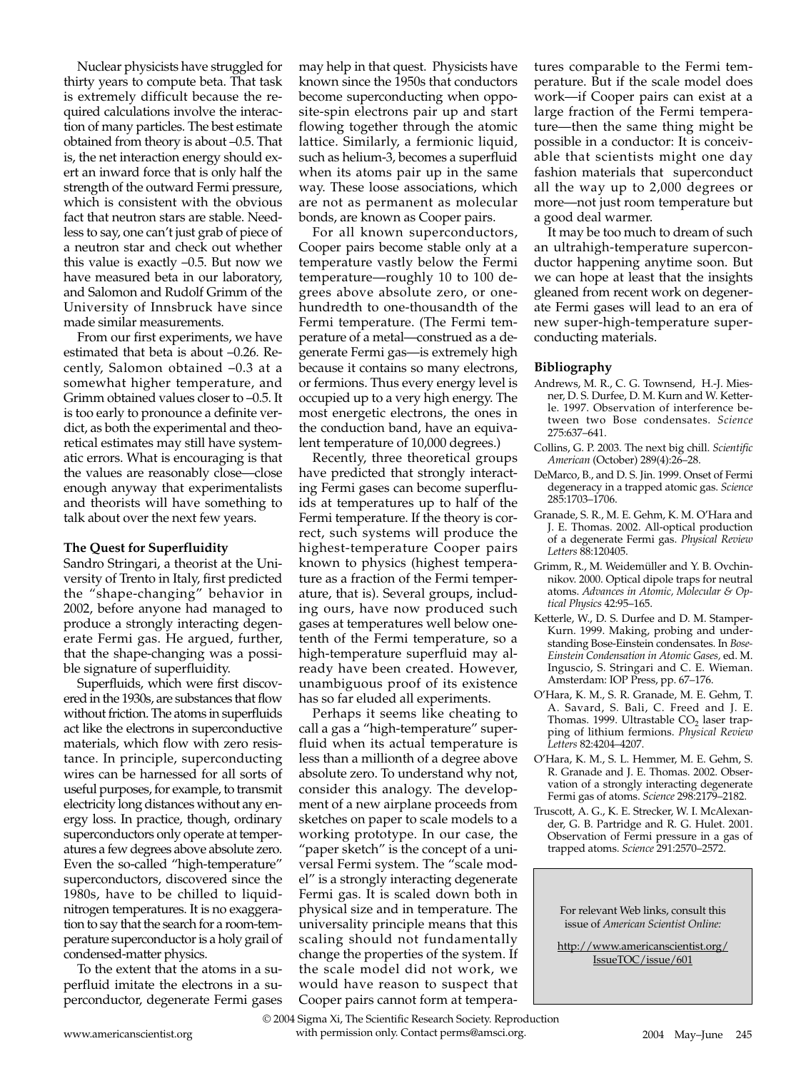Nuclear physicists have struggled for thirty years to compute beta. That task is extremely difficult because the required calculations involve the interaction of many particles. The best estimate obtained from theory is about –0.5. That is, the net interaction energy should exert an inward force that is only half the strength of the outward Fermi pressure, which is consistent with the obvious fact that neutron stars are stable. Needless to say, one can't just grab of piece of a neutron star and check out whether this value is exactly –0.5. But now we have measured beta in our laboratory, and Salomon and Rudolf Grimm of the University of Innsbruck have since made similar measurements.

From our first experiments, we have estimated that beta is about –0.26. Recently, Salomon obtained –0.3 at a somewhat higher temperature, and Grimm obtained values closer to –0.5. It is too early to pronounce a definite verdict, as both the experimental and theoretical estimates may still have systematic errors. What is encouraging is that the values are reasonably close—close enough anyway that experimentalists and theorists will have something to talk about over the next few years.

### The Quest for Superfluidity

Sandro Stringari, a theorist at the University of Trento in Italy, first predicted the "shape-changing" behavior in 2002, before anyone had managed to produce a strongly interacting degenerate Fermi gas. He argued, further, that the shape-changing was a possible signature of superfluidity.

Superfluids, which were first discovered in the 1930s, are substances that flow without friction. The atoms in superfluids act like the electrons in superconductive materials, which flow with zero resistance. In principle, superconducting wires can be harnessed for all sorts of useful purposes, for example, to transmit electricity long distances without any energy loss. In practice, though, ordinary superconductors only operate at temperatures a few degrees above absolute zero. Even the so-called "high-temperature" superconductors, discovered since the 1980s, have to be chilled to liquid-nitrogen temperatures. It is no exaggeration to say that the search for a room-temperature superconductor is a holy grail of condensed-matter physics.

To the extent that the atoms in a superfluid imitate the electrons in a superconductor, degenerate Fermi gases may help in that quest. Physicists have known since the 1950s that conductors become superconducting when opposite-spin electrons pair up and start flowing together through the atomic lattice. Similarly, a fermionic liquid, such as helium-3, becomes a superfluid when its atoms pair up in the same way. These loose associations, which are not as permanent as molecular bonds, are known as Cooper pairs.

For all known superconductors, Cooper pairs become stable only at a temperature vastly below the Fermi temperature—roughly 10 to 100 degrees above absolute zero, or one-hundredth to one-thousandth of the Fermi temperature. (The Fermi temperature of a metal—construed as a degenerate Fermi gas—is extremely high because it contains so many electrons, or fermions. Thus every energy level is occupied up to a very high energy. The most energetic electrons, the ones in the conduction band, have an equivalent temperature of 10,000 degrees.)

Recently, three theoretical groups have predicted that strongly interacting Fermi gases can become superfluids at temperatures up to half of the Fermi temperature. If the theory is correct, such systems will produce the highest-temperature Cooper pairs known to physics (highest temperature as a fraction of the Fermi temperature, that is). Several groups, including ours, have now produced such gases at temperatures well below one-tenth of the Fermi temperature, so a high-temperature superfluid may already have been created. However, unambiguous proof of its existence has so far eluded all experiments.

Perhaps it seems like cheating to call a gas a "high-temperature" superfluid when its actual temperature is less than a millionth of a degree above absolute zero. To understand why not, consider this analogy. The development of a new airplane proceeds from sketches on paper to scale models to a working prototype. In our case, the "paper sketch" is the concept of a universal Fermi system. The "scale model" is a strongly interacting degenerate Fermi gas. It is scaled down both in physical size and in temperature. The universality principle means that this scaling should not fundamentally change the properties of the system. If the scale model did not work, we would have reason to suspect that Cooper pairs cannot form at temperatures comparable to the Fermi temperature. But if the scale model does work—if Cooper pairs can exist at a large fraction of the Fermi temperature—then the same thing might be possible in a conductor: It is conceivable that scientists might one day fashion materials that superconduct all the way up to 2,000 degrees or more—not just room temperature but a good deal warmer.

It may be too much to dream of such an ultrahigh-temperature superconductor happening anytime soon. But we can hope at least that the insights gleaned from recent work on degenerate Fermi gases will lead to an era of new super-high-temperature superconducting materials.

### Bibliography

- Andrews, M. R., C. G. Townsend, H.-J. Miesner, D. S. Durfee, D. M. Kurn and W. Ketterle. 1997. Observation of interference between two Bose condensates. *Science* 275:637–641.
- Collins, G. P. 2003. The next big chill. *Scientific American* (October) 289(4):26–28.
- DeMarco, B., and D. S. Jin. 1999. Onset of Fermi degeneracy in a trapped atomic gas. *Science* 285:1703–1706.
- Granade, S. R., M. E. Gehm, K. M. O'Hara and J. E. Thomas. 2002. All-optical production of a degenerate Fermi gas. *Physical Review Letters* 88:120405.
- Grimm, R., M. Weidemüller and Y. B. Ovchinnikov. 2000. Optical dipole traps for neutral atoms. *Advances in Atomic, Molecular & Optical Physics* 42:95–165.
- Ketterle, W., D. S. Durfee and D. M. Stamper-Kurn. 1999. Making, probing and understanding Bose-Einstein condensates. In *Bose-Einstein Condensation in Atomic Gases*, ed. M. Inguscio, S. Stringari and C. E. Wieman. Amsterdam: IOP Press, pp. 67–176.
- O'Hara, K. M., S. R. Granade, M. E. Gehm, T. A. Savard, S. Bali, C. Freed and J. E. Thomas. 1999. Ultrastable $CO_2$ laser trapping of lithium fermions. *Physical Review Letters* 82:4204–4207.
- O'Hara, K. M., S. L. Hemmer, M. E. Gehm, S. R. Granade and J. E. Thomas. 2002. Observation of a strongly interacting degenerate Fermi gas of atoms. *Science* 298:2179–2182.
- Truscott, A. G., K. E. Strecker, W. I. McAlexander, G. B. Partridge and R. G. Hulet. 2001. Observation of Fermi pressure in a gas of trapped atoms. *Science* 291:2570–2572.

For relevant Web links, consult this issue of *American Scientist Online:*

http://www.americanscientist.org/IssueTOC/issue/601